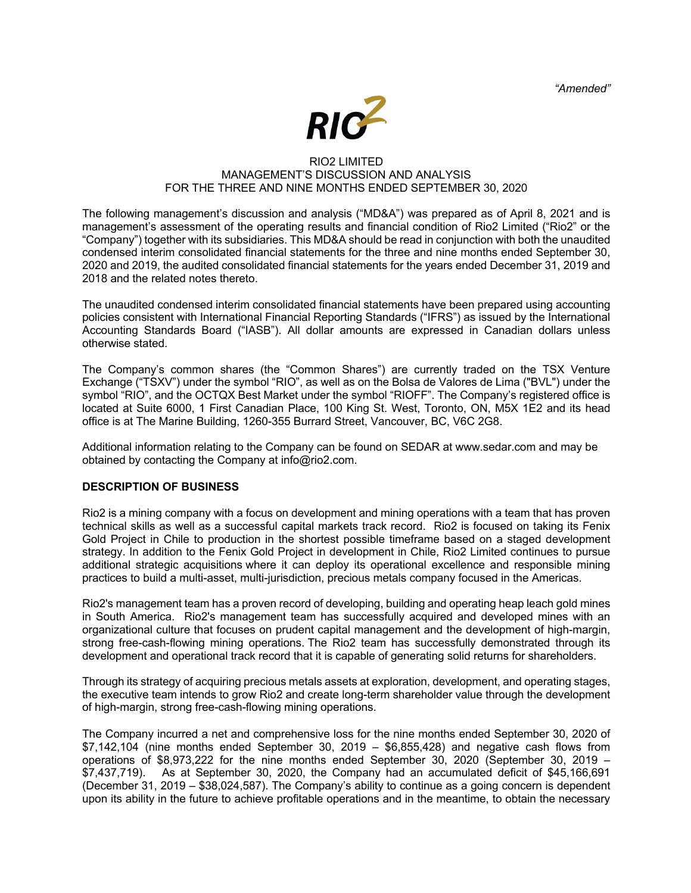*"Amended"*

RIO2 LIMITED
MANAGEMENT'S DISCUSSION AND ANALYSIS
FOR THE THREE AND NINE MONTHS ENDED SEPTEMBER 30, 2020

The following management's discussion and analysis ("MD&A") was prepared as of April 8, 2021 and is management's assessment of the operating results and financial condition of Rio2 Limited ("Rio2" or the "Company") together with its subsidiaries. This MD&A should be read in conjunction with both the unaudited condensed interim consolidated financial statements for the three and nine months ended September 30, 2020 and 2019, the audited consolidated financial statements for the years ended December 31, 2019 and 2018 and the related notes thereto.

The unaudited condensed interim consolidated financial statements have been prepared using accounting policies consistent with International Financial Reporting Standards ("IFRS") as issued by the International Accounting Standards Board ("IASB"). All dollar amounts are expressed in Canadian dollars unless otherwise stated.

The Company's common shares (the "Common Shares") are currently traded on the TSX Venture Exchange ("TSXV") under the symbol "RIO", as well as on the Bolsa de Valores de Lima ("BVL") under the symbol "RIO", and the OCTQX Best Market under the symbol "RIOFF". The Company's registered office is located at Suite 6000, 1 First Canadian Place, 100 King St. West, Toronto, ON, M5X 1E2 and its head office is at The Marine Building, 1260-355 Burrard Street, Vancouver, BC, V6C 2G8.

Additional information relating to the Company can be found on SEDAR at www.sedar.com and may be obtained by contacting the Company at info@rio2.com.

## DESCRIPTION OF BUSINESS

Rio2 is a mining company with a focus on development and mining operations with a team that has proven technical skills as well as a successful capital markets track record. Rio2 is focused on taking its Fenix Gold Project in Chile to production in the shortest possible timeframe based on a staged development strategy. In addition to the Fenix Gold Project in development in Chile, Rio2 Limited continues to pursue additional strategic acquisitions where it can deploy its operational excellence and responsible mining practices to build a multi-asset, multi-jurisdiction, precious metals company focused in the Americas.

Rio2's management team has a proven record of developing, building and operating heap leach gold mines in South America. Rio2's management team has successfully acquired and developed mines with an organizational culture that focuses on prudent capital management and the development of high-margin, strong free-cash-flowing mining operations. The Rio2 team has successfully demonstrated through its development and operational track record that it is capable of generating solid returns for shareholders.

Through its strategy of acquiring precious metals assets at exploration, development, and operating stages, the executive team intends to grow Rio2 and create long-term shareholder value through the development of high-margin, strong free-cash-flowing mining operations.

The Company incurred a net and comprehensive loss for the nine months ended September 30, 2020 of $7,142,104 (nine months ended September 30, 2019 – $6,855,428) and negative cash flows from operations of $8,973,222 for the nine months ended September 30, 2020 (September 30, 2019 – $7,437,719). As at September 30, 2020, the Company had an accumulated deficit of $45,166,691 (December 31, 2019 – $38,024,587). The Company's ability to continue as a going concern is dependent upon its ability in the future to achieve profitable operations and in the meantime, to obtain the necessary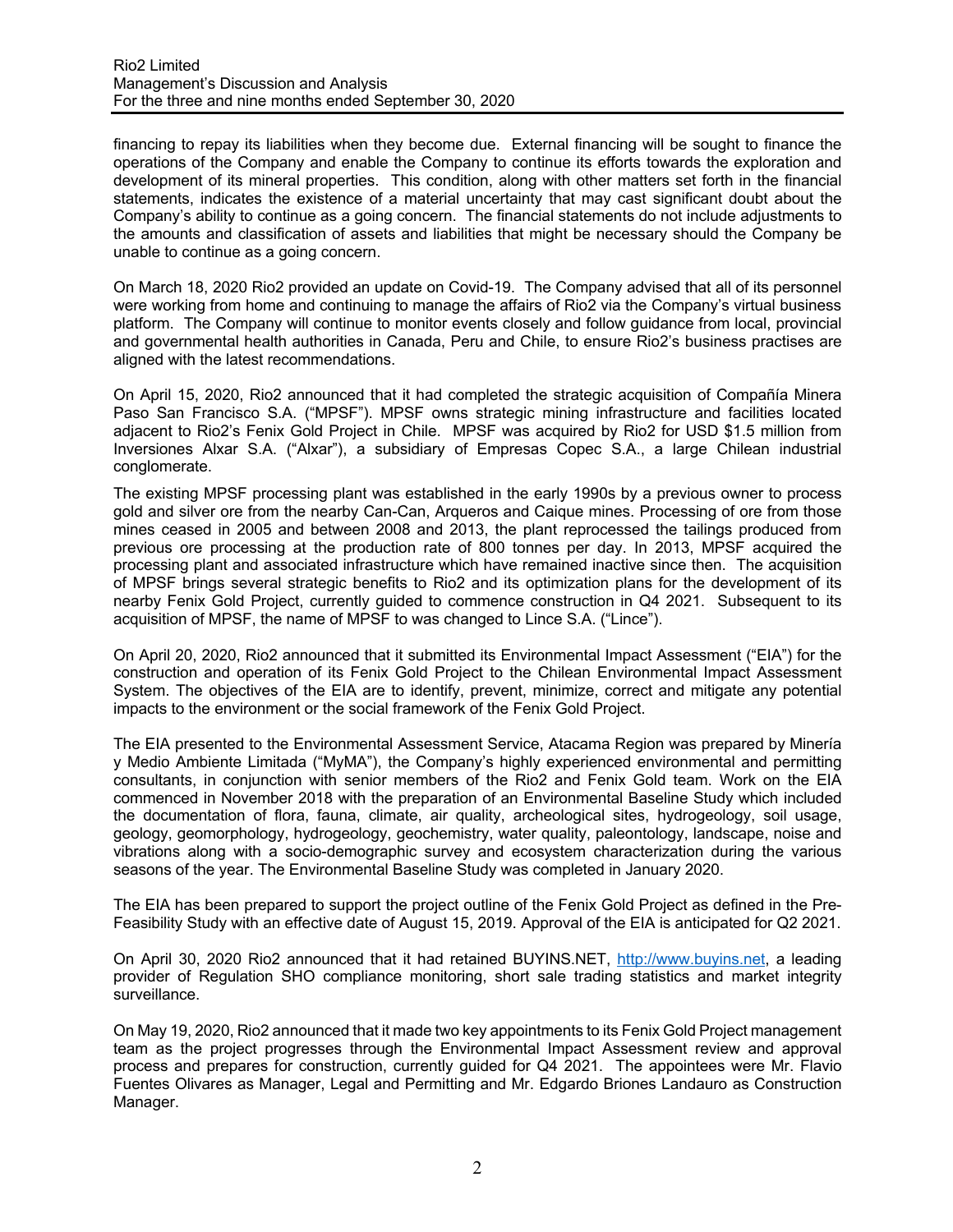financing to repay its liabilities when they become due. External financing will be sought to finance the operations of the Company and enable the Company to continue its efforts towards the exploration and development of its mineral properties. This condition, along with other matters set forth in the financial statements, indicates the existence of a material uncertainty that may cast significant doubt about the Company's ability to continue as a going concern. The financial statements do not include adjustments to the amounts and classification of assets and liabilities that might be necessary should the Company be unable to continue as a going concern.

On March 18, 2020 Rio2 provided an update on Covid-19. The Company advised that all of its personnel were working from home and continuing to manage the affairs of Rio2 via the Company's virtual business platform. The Company will continue to monitor events closely and follow guidance from local, provincial and governmental health authorities in Canada, Peru and Chile, to ensure Rio2's business practises are aligned with the latest recommendations.

On April 15, 2020, Rio2 announced that it had completed the strategic acquisition of Compañía Minera Paso San Francisco S.A. ("MPSF"). MPSF owns strategic mining infrastructure and facilities located adjacent to Rio2's Fenix Gold Project in Chile. MPSF was acquired by Rio2 for USD $1.5 million from Inversiones Alxar S.A. ("Alxar"), a subsidiary of Empresas Copec S.A., a large Chilean industrial conglomerate.

The existing MPSF processing plant was established in the early 1990s by a previous owner to process gold and silver ore from the nearby Can-Can, Arqueros and Caique mines. Processing of ore from those mines ceased in 2005 and between 2008 and 2013, the plant reprocessed the tailings produced from previous ore processing at the production rate of 800 tonnes per day. In 2013, MPSF acquired the processing plant and associated infrastructure which have remained inactive since then. The acquisition of MPSF brings several strategic benefits to Rio2 and its optimization plans for the development of its nearby Fenix Gold Project, currently guided to commence construction in Q4 2021. Subsequent to its acquisition of MPSF, the name of MPSF to was changed to Lince S.A. ("Lince").

On April 20, 2020, Rio2 announced that it submitted its Environmental Impact Assessment ("EIA") for the construction and operation of its Fenix Gold Project to the Chilean Environmental Impact Assessment System. The objectives of the EIA are to identify, prevent, minimize, correct and mitigate any potential impacts to the environment or the social framework of the Fenix Gold Project.

The EIA presented to the Environmental Assessment Service, Atacama Region was prepared by Minería y Medio Ambiente Limitada ("MyMA"), the Company's highly experienced environmental and permitting consultants, in conjunction with senior members of the Rio2 and Fenix Gold team. Work on the EIA commenced in November 2018 with the preparation of an Environmental Baseline Study which included the documentation of flora, fauna, climate, air quality, archeological sites, hydrogeology, soil usage, geology, geomorphology, hydrogeology, geochemistry, water quality, paleontology, landscape, noise and vibrations along with a socio-demographic survey and ecosystem characterization during the various seasons of the year. The Environmental Baseline Study was completed in January 2020.

The EIA has been prepared to support the project outline of the Fenix Gold Project as defined in the Pre-Feasibility Study with an effective date of August 15, 2019. Approval of the EIA is anticipated for Q2 2021.

On April 30, 2020 Rio2 announced that it had retained BUYINS.NET, http://www.buyins.net, a leading provider of Regulation SHO compliance monitoring, short sale trading statistics and market integrity surveillance.

On May 19, 2020, Rio2 announced that it made two key appointments to its Fenix Gold Project management team as the project progresses through the Environmental Impact Assessment review and approval process and prepares for construction, currently guided for Q4 2021. The appointees were Mr. Flavio Fuentes Olivares as Manager, Legal and Permitting and Mr. Edgardo Briones Landauro as Construction Manager.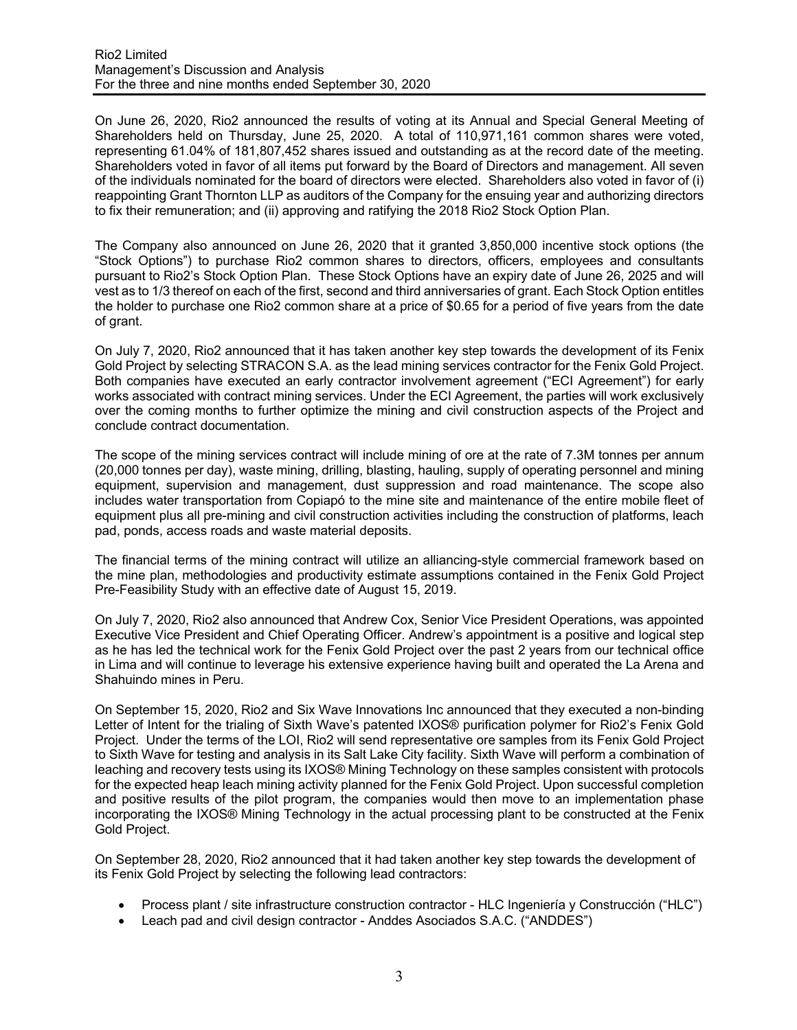On June 26, 2020, Rio2 announced the results of voting at its Annual and Special General Meeting of Shareholders held on Thursday, June 25, 2020. A total of 110,971,161 common shares were voted, representing 61.04% of 181,807,452 shares issued and outstanding as at the record date of the meeting. Shareholders voted in favor of all items put forward by the Board of Directors and management. All seven of the individuals nominated for the board of directors were elected. Shareholders also voted in favor of (i) reappointing Grant Thornton LLP as auditors of the Company for the ensuing year and authorizing directors to fix their remuneration; and (ii) approving and ratifying the 2018 Rio2 Stock Option Plan.

The Company also announced on June 26, 2020 that it granted 3,850,000 incentive stock options (the "Stock Options") to purchase Rio2 common shares to directors, officers, employees and consultants pursuant to Rio2's Stock Option Plan. These Stock Options have an expiry date of June 26, 2025 and will vest as to 1/3 thereof on each of the first, second and third anniversaries of grant. Each Stock Option entitles the holder to purchase one Rio2 common share at a price of $0.65 for a period of five years from the date of grant.

On July 7, 2020, Rio2 announced that it has taken another key step towards the development of its Fenix Gold Project by selecting STRACON S.A. as the lead mining services contractor for the Fenix Gold Project. Both companies have executed an early contractor involvement agreement ("ECI Agreement") for early works associated with contract mining services. Under the ECI Agreement, the parties will work exclusively over the coming months to further optimize the mining and civil construction aspects of the Project and conclude contract documentation.

The scope of the mining services contract will include mining of ore at the rate of 7.3M tonnes per annum (20,000 tonnes per day), waste mining, drilling, blasting, hauling, supply of operating personnel and mining equipment, supervision and management, dust suppression and road maintenance. The scope also includes water transportation from Copiapó to the mine site and maintenance of the entire mobile fleet of equipment plus all pre-mining and civil construction activities including the construction of platforms, leach pad, ponds, access roads and waste material deposits.

The financial terms of the mining contract will utilize an alliancing-style commercial framework based on the mine plan, methodologies and productivity estimate assumptions contained in the Fenix Gold Project Pre-Feasibility Study with an effective date of August 15, 2019.

On July 7, 2020, Rio2 also announced that Andrew Cox, Senior Vice President Operations, was appointed Executive Vice President and Chief Operating Officer. Andrew's appointment is a positive and logical step as he has led the technical work for the Fenix Gold Project over the past 2 years from our technical office in Lima and will continue to leverage his extensive experience having built and operated the La Arena and Shahuindo mines in Peru.

On September 15, 2020, Rio2 and Six Wave Innovations Inc announced that they executed a non-binding Letter of Intent for the trialing of Sixth Wave's patented IXOS® purification polymer for Rio2's Fenix Gold Project. Under the terms of the LOI, Rio2 will send representative ore samples from its Fenix Gold Project to Sixth Wave for testing and analysis in its Salt Lake City facility. Sixth Wave will perform a combination of leaching and recovery tests using its IXOS® Mining Technology on these samples consistent with protocols for the expected heap leach mining activity planned for the Fenix Gold Project. Upon successful completion and positive results of the pilot program, the companies would then move to an implementation phase incorporating the IXOS® Mining Technology in the actual processing plant to be constructed at the Fenix Gold Project.

On September 28, 2020, Rio2 announced that it had taken another key step towards the development of its Fenix Gold Project by selecting the following lead contractors:

- Process plant / site infrastructure construction contractor - HLC Ingeniería y Construcción ("HLC")
- Leach pad and civil design contractor - Anddes Asociados S.A.C. ("ANDDES")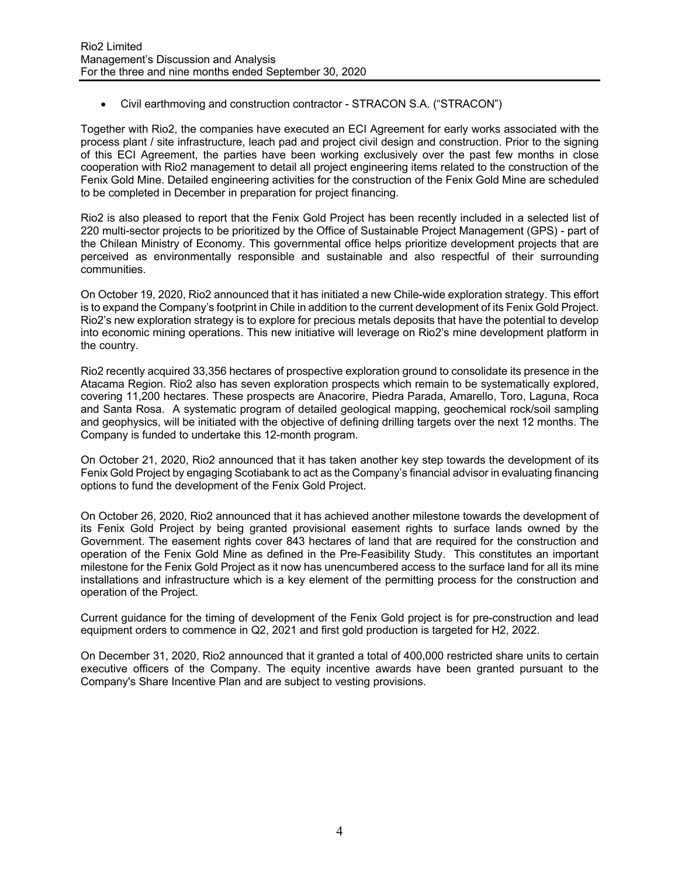- Civil earthmoving and construction contractor - STRACON S.A. ("STRACON")

Together with Rio2, the companies have executed an ECI Agreement for early works associated with the process plant / site infrastructure, leach pad and project civil design and construction. Prior to the signing of this ECI Agreement, the parties have been working exclusively over the past few months in close cooperation with Rio2 management to detail all project engineering items related to the construction of the Fenix Gold Mine. Detailed engineering activities for the construction of the Fenix Gold Mine are scheduled to be completed in December in preparation for project financing.

Rio2 is also pleased to report that the Fenix Gold Project has been recently included in a selected list of 220 multi-sector projects to be prioritized by the Office of Sustainable Project Management (GPS) - part of the Chilean Ministry of Economy. This governmental office helps prioritize development projects that are perceived as environmentally responsible and sustainable and also respectful of their surrounding communities.

On October 19, 2020, Rio2 announced that it has initiated a new Chile-wide exploration strategy. This effort is to expand the Company's footprint in Chile in addition to the current development of its Fenix Gold Project. Rio2's new exploration strategy is to explore for precious metals deposits that have the potential to develop into economic mining operations. This new initiative will leverage on Rio2's mine development platform in the country.

Rio2 recently acquired 33,356 hectares of prospective exploration ground to consolidate its presence in the Atacama Region. Rio2 also has seven exploration prospects which remain to be systematically explored, covering 11,200 hectares. These prospects are Anacorire, Piedra Parada, Amarello, Toro, Laguna, Roca and Santa Rosa. A systematic program of detailed geological mapping, geochemical rock/soil sampling and geophysics, will be initiated with the objective of defining drilling targets over the next 12 months. The Company is funded to undertake this 12-month program.

On October 21, 2020, Rio2 announced that it has taken another key step towards the development of its Fenix Gold Project by engaging Scotiabank to act as the Company's financial advisor in evaluating financing options to fund the development of the Fenix Gold Project.

On October 26, 2020, Rio2 announced that it has achieved another milestone towards the development of its Fenix Gold Project by being granted provisional easement rights to surface lands owned by the Government. The easement rights cover 843 hectares of land that are required for the construction and operation of the Fenix Gold Mine as defined in the Pre-Feasibility Study. This constitutes an important milestone for the Fenix Gold Project as it now has unencumbered access to the surface land for all its mine installations and infrastructure which is a key element of the permitting process for the construction and operation of the Project.

Current guidance for the timing of development of the Fenix Gold project is for pre-construction and lead equipment orders to commence in Q2, 2021 and first gold production is targeted for H2, 2022.

On December 31, 2020, Rio2 announced that it granted a total of 400,000 restricted share units to certain executive officers of the Company. The equity incentive awards have been granted pursuant to the Company's Share Incentive Plan and are subject to vesting provisions.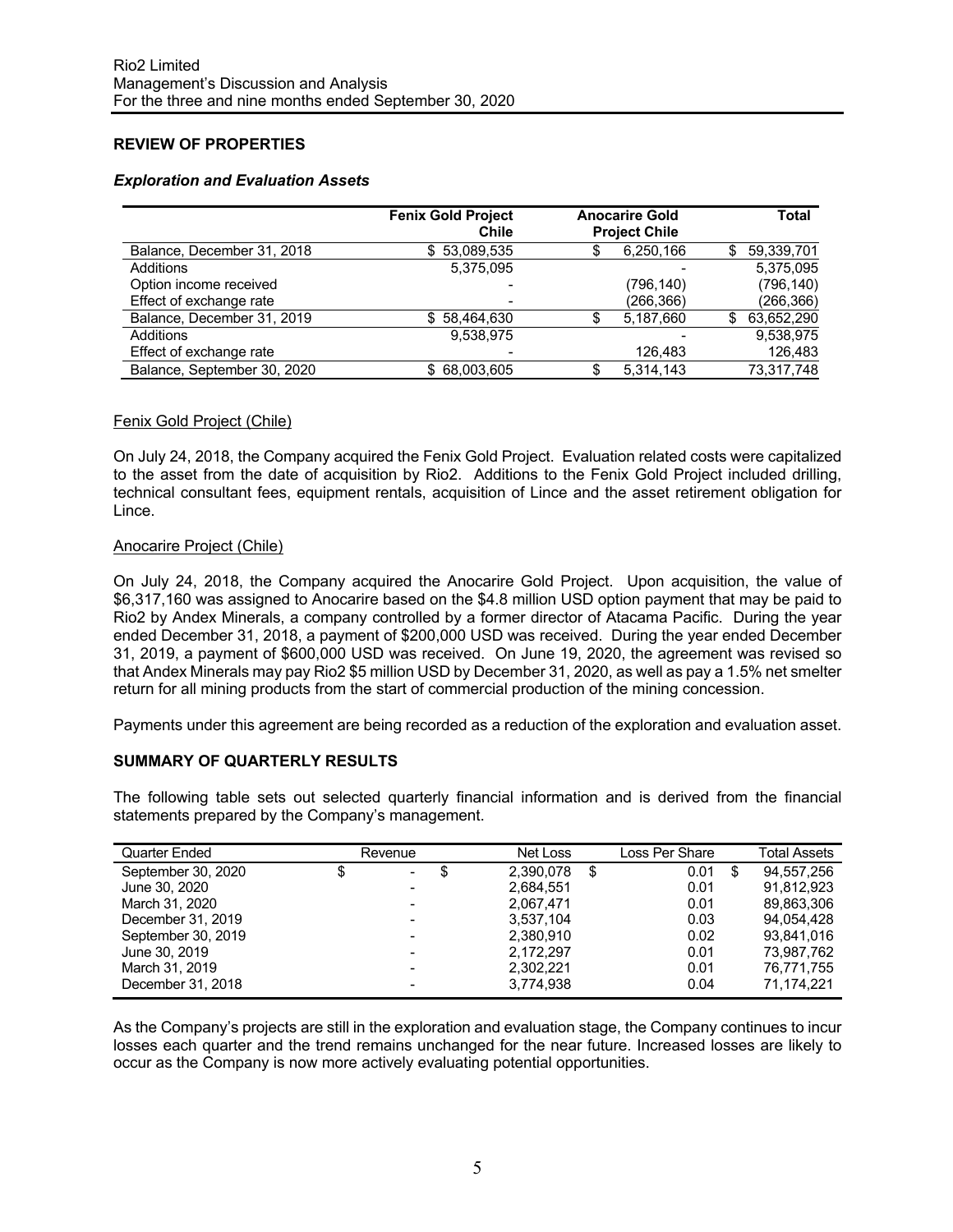## REVIEW OF PROPERTIES

### *Exploration and Evaluation Assets*

| | Fenix Gold Project Chile | Anocarire Gold Project Chile | Total |
|---|---|---|---|
| Balance, December 31, 2018 | $ 53,089,535 | $ 6,250,166 | $ 59,339,701 |
| Additions | 5,375,095 | - | 5,375,095 |
| Option income received | - | (796,140) | (796,140) |
| Effect of exchange rate | - | (266,366) | (266,366) |
| Balance, December 31, 2019 | $ 58,464,630 | $ 5,187,660 | $ 63,652,290 |
| Additions | 9,538,975 | - | 9,538,975 |
| Effect of exchange rate | - | 126,483 | 126,483 |
| Balance, September 30, 2020 | $ 68,003,605 | $ 5,314,143 | 73,317,748 |

#### Fenix Gold Project (Chile)

On July 24, 2018, the Company acquired the Fenix Gold Project. Evaluation related costs were capitalized to the asset from the date of acquisition by Rio2. Additions to the Fenix Gold Project included drilling, technical consultant fees, equipment rentals, acquisition of Lince and the asset retirement obligation for Lince.

#### Anocarire Project (Chile)

On July 24, 2018, the Company acquired the Anocarire Gold Project. Upon acquisition, the value of $6,317,160 was assigned to Anocarire based on the $4.8 million USD option payment that may be paid to Rio2 by Andex Minerals, a company controlled by a former director of Atacama Pacific. During the year ended December 31, 2018, a payment of $200,000 USD was received. During the year ended December 31, 2019, a payment of $600,000 USD was received. On June 19, 2020, the agreement was revised so that Andex Minerals may pay Rio2 $5 million USD by December 31, 2020, as well as pay a 1.5% net smelter return for all mining products from the start of commercial production of the mining concession.

Payments under this agreement are being recorded as a reduction of the exploration and evaluation asset.

## SUMMARY OF QUARTERLY RESULTS

The following table sets out selected quarterly financial information and is derived from the financial statements prepared by the Company's management.

| Quarter Ended | Revenue | Net Loss | Loss Per Share | Total Assets |
|---|---|---|---|---|
| September 30, 2020 | $ - | $ 2,390,078 | $ 0.01 | $ 94,557,256 |
| June 30, 2020 | - | 2,684,551 | 0.01 | 91,812,923 |
| March 31, 2020 | - | 2,067,471 | 0.01 | 89,863,306 |
| December 31, 2019 | - | 3,537,104 | 0.03 | 94,054,428 |
| September 30, 2019 | - | 2,380,910 | 0.02 | 93,841,016 |
| June 30, 2019 | - | 2,172,297 | 0.01 | 73,987,762 |
| March 31, 2019 | - | 2,302,221 | 0.01 | 76,771,755 |
| December 31, 2018 | - | 3,774,938 | 0.04 | 71,174,221 |

As the Company's projects are still in the exploration and evaluation stage, the Company continues to incur losses each quarter and the trend remains unchanged for the near future. Increased losses are likely to occur as the Company is now more actively evaluating potential opportunities.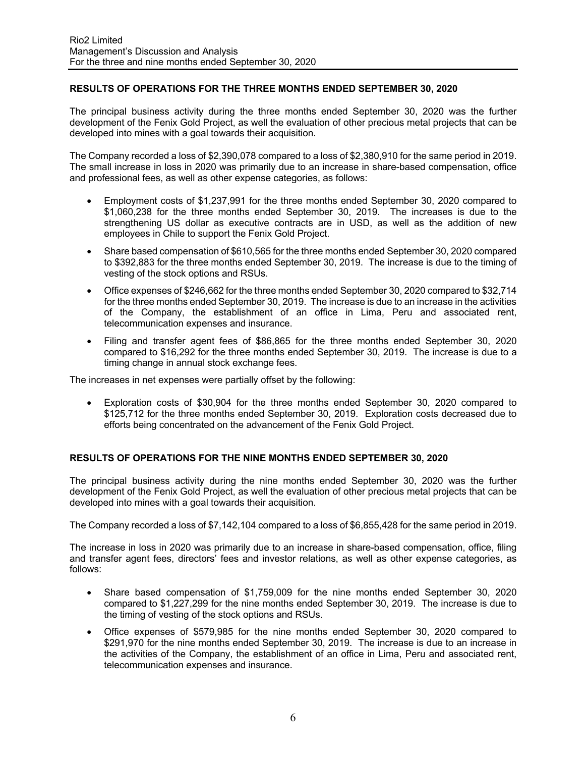## RESULTS OF OPERATIONS FOR THE THREE MONTHS ENDED SEPTEMBER 30, 2020

The principal business activity during the three months ended September 30, 2020 was the further development of the Fenix Gold Project, as well the evaluation of other precious metal projects that can be developed into mines with a goal towards their acquisition.

The Company recorded a loss of $2,390,078 compared to a loss of $2,380,910 for the same period in 2019. The small increase in loss in 2020 was primarily due to an increase in share-based compensation, office and professional fees, as well as other expense categories, as follows:

- Employment costs of $1,237,991 for the three months ended September 30, 2020 compared to $1,060,238 for the three months ended September 30, 2019. The increases is due to the strengthening US dollar as executive contracts are in USD, as well as the addition of new employees in Chile to support the Fenix Gold Project.
- Share based compensation of $610,565 for the three months ended September 30, 2020 compared to $392,883 for the three months ended September 30, 2019. The increase is due to the timing of vesting of the stock options and RSUs.
- Office expenses of $246,662 for the three months ended September 30, 2020 compared to $32,714 for the three months ended September 30, 2019. The increase is due to an increase in the activities of the Company, the establishment of an office in Lima, Peru and associated rent, telecommunication expenses and insurance.
- Filing and transfer agent fees of $86,865 for the three months ended September 30, 2020 compared to $16,292 for the three months ended September 30, 2019. The increase is due to a timing change in annual stock exchange fees.

The increases in net expenses were partially offset by the following:

- Exploration costs of $30,904 for the three months ended September 30, 2020 compared to $125,712 for the three months ended September 30, 2019. Exploration costs decreased due to efforts being concentrated on the advancement of the Fenix Gold Project.

## RESULTS OF OPERATIONS FOR THE NINE MONTHS ENDED SEPTEMBER 30, 2020

The principal business activity during the nine months ended September 30, 2020 was the further development of the Fenix Gold Project, as well the evaluation of other precious metal projects that can be developed into mines with a goal towards their acquisition.

The Company recorded a loss of $7,142,104 compared to a loss of $6,855,428 for the same period in 2019.

The increase in loss in 2020 was primarily due to an increase in share-based compensation, office, filing and transfer agent fees, directors' fees and investor relations, as well as other expense categories, as follows:

- Share based compensation of $1,759,009 for the nine months ended September 30, 2020 compared to $1,227,299 for the nine months ended September 30, 2019. The increase is due to the timing of vesting of the stock options and RSUs.
- Office expenses of $579,985 for the nine months ended September 30, 2020 compared to $291,970 for the nine months ended September 30, 2019. The increase is due to an increase in the activities of the Company, the establishment of an office in Lima, Peru and associated rent, telecommunication expenses and insurance.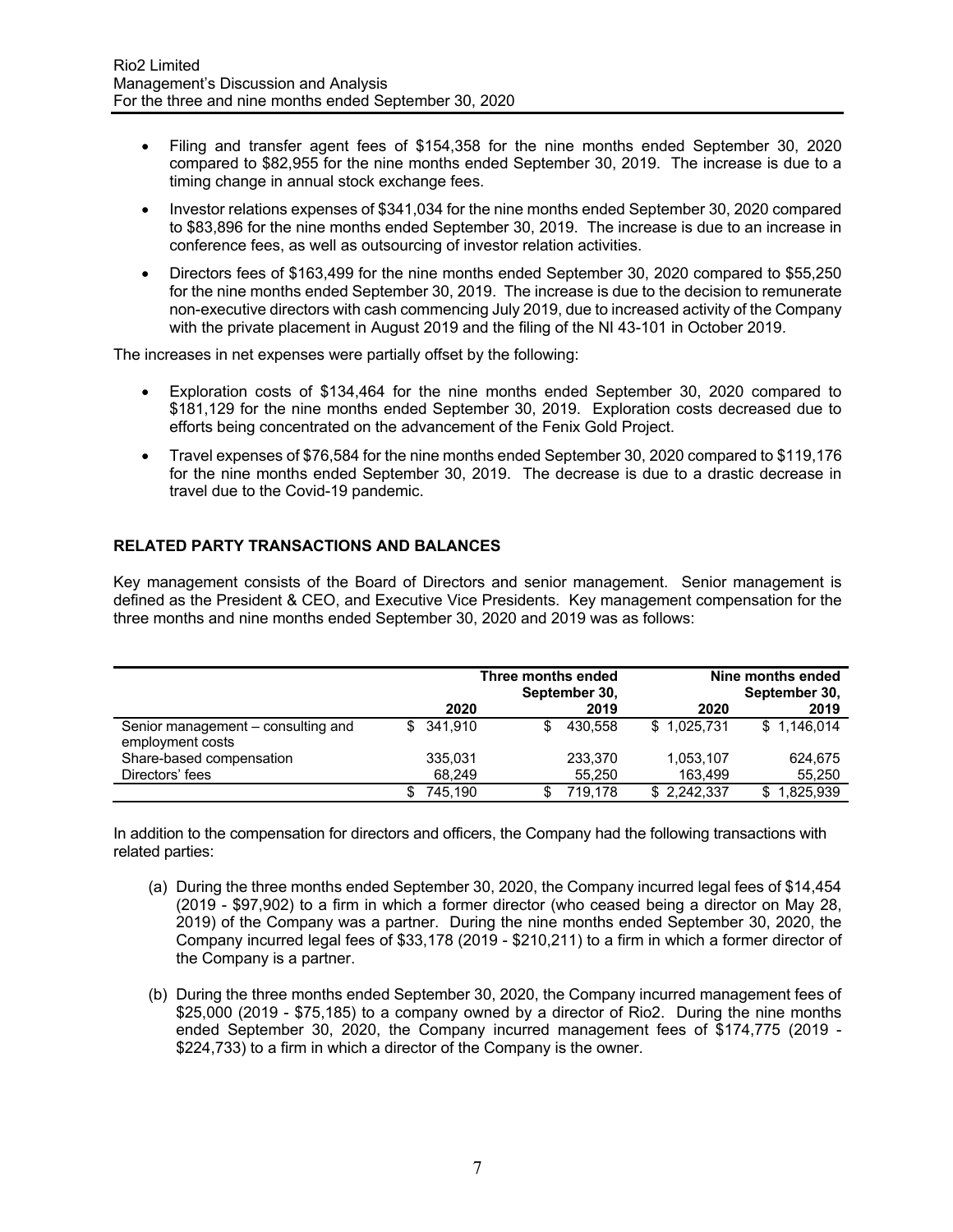- Filing and transfer agent fees of $154,358 for the nine months ended September 30, 2020 compared to $82,955 for the nine months ended September 30, 2019. The increase is due to a timing change in annual stock exchange fees.
- Investor relations expenses of $341,034 for the nine months ended September 30, 2020 compared to $83,896 for the nine months ended September 30, 2019. The increase is due to an increase in conference fees, as well as outsourcing of investor relation activities.
- Directors fees of $163,499 for the nine months ended September 30, 2020 compared to $55,250 for the nine months ended September 30, 2019. The increase is due to the decision to remunerate non-executive directors with cash commencing July 2019, due to increased activity of the Company with the private placement in August 2019 and the filing of the NI 43-101 in October 2019.

The increases in net expenses were partially offset by the following:

- Exploration costs of $134,464 for the nine months ended September 30, 2020 compared to $181,129 for the nine months ended September 30, 2019. Exploration costs decreased due to efforts being concentrated on the advancement of the Fenix Gold Project.
- Travel expenses of $76,584 for the nine months ended September 30, 2020 compared to $119,176 for the nine months ended September 30, 2019. The decrease is due to a drastic decrease in travel due to the Covid-19 pandemic.

## RELATED PARTY TRANSACTIONS AND BALANCES

Key management consists of the Board of Directors and senior management. Senior management is defined as the President & CEO, and Executive Vice Presidents. Key management compensation for the three months and nine months ended September 30, 2020 and 2019 was as follows:

| | Three months ended September 30, | | Nine months ended September 30, | |
|---|---|---|---|---|
| | 2020 | 2019 | 2020 | 2019 |
| Senior management – consulting and employment costs | $ 341,910 | $ 430,558 | $ 1,025,731 | $ 1,146,014 |
| Share-based compensation | 335,031 | 233,370 | 1,053,107 | 624,675 |
| Directors' fees | 68,249 | 55,250 | 163,499 | 55,250 |
| | $ 745,190 | $ 719,178 | $ 2,242,337 | $ 1,825,939 |

In addition to the compensation for directors and officers, the Company had the following transactions with related parties:

(a) During the three months ended September 30, 2020, the Company incurred legal fees of $14,454 (2019 - $97,902) to a firm in which a former director (who ceased being a director on May 28, 2019) of the Company was a partner. During the nine months ended September 30, 2020, the Company incurred legal fees of $33,178 (2019 - $210,211) to a firm in which a former director of the Company is a partner.

(b) During the three months ended September 30, 2020, the Company incurred management fees of $25,000 (2019 - $75,185) to a company owned by a director of Rio2. During the nine months ended September 30, 2020, the Company incurred management fees of $174,775 (2019 - $224,733) to a firm in which a director of the Company is the owner.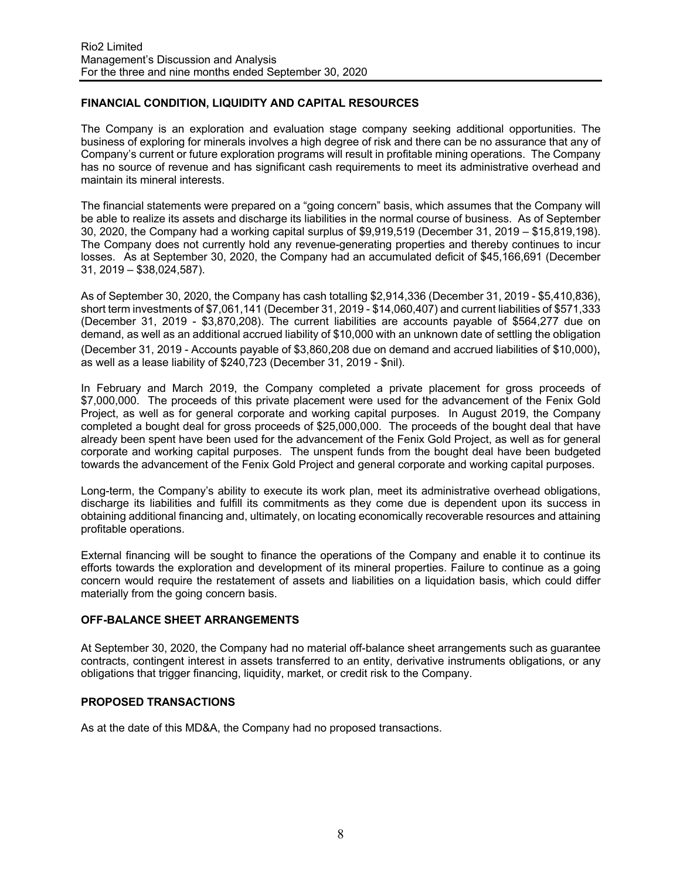## FINANCIAL CONDITION, LIQUIDITY AND CAPITAL RESOURCES

The Company is an exploration and evaluation stage company seeking additional opportunities. The business of exploring for minerals involves a high degree of risk and there can be no assurance that any of Company's current or future exploration programs will result in profitable mining operations. The Company has no source of revenue and has significant cash requirements to meet its administrative overhead and maintain its mineral interests.

The financial statements were prepared on a "going concern" basis, which assumes that the Company will be able to realize its assets and discharge its liabilities in the normal course of business. As of September 30, 2020, the Company had a working capital surplus of $9,919,519 (December 31, 2019 – $15,819,198). The Company does not currently hold any revenue-generating properties and thereby continues to incur losses. As at September 30, 2020, the Company had an accumulated deficit of $45,166,691 (December 31, 2019 – $38,024,587).

As of September 30, 2020, the Company has cash totalling $2,914,336 (December 31, 2019 - $5,410,836), short term investments of $7,061,141 (December 31, 2019 - $14,060,407) and current liabilities of $571,333 (December 31, 2019 - $3,870,208). The current liabilities are accounts payable of $564,277 due on demand, as well as an additional accrued liability of $10,000 with an unknown date of settling the obligation (December 31, 2019 - Accounts payable of $3,860,208 due on demand and accrued liabilities of $10,000), as well as a lease liability of $240,723 (December 31, 2019 - $nil).

In February and March 2019, the Company completed a private placement for gross proceeds of $7,000,000. The proceeds of this private placement were used for the advancement of the Fenix Gold Project, as well as for general corporate and working capital purposes. In August 2019, the Company completed a bought deal for gross proceeds of $25,000,000. The proceeds of the bought deal that have already been spent have been used for the advancement of the Fenix Gold Project, as well as for general corporate and working capital purposes. The unspent funds from the bought deal have been budgeted towards the advancement of the Fenix Gold Project and general corporate and working capital purposes.

Long-term, the Company's ability to execute its work plan, meet its administrative overhead obligations, discharge its liabilities and fulfill its commitments as they come due is dependent upon its success in obtaining additional financing and, ultimately, on locating economically recoverable resources and attaining profitable operations.

External financing will be sought to finance the operations of the Company and enable it to continue its efforts towards the exploration and development of its mineral properties. Failure to continue as a going concern would require the restatement of assets and liabilities on a liquidation basis, which could differ materially from the going concern basis.

## OFF-BALANCE SHEET ARRANGEMENTS

At September 30, 2020, the Company had no material off-balance sheet arrangements such as guarantee contracts, contingent interest in assets transferred to an entity, derivative instruments obligations, or any obligations that trigger financing, liquidity, market, or credit risk to the Company.

## PROPOSED TRANSACTIONS

As at the date of this MD&A, the Company had no proposed transactions.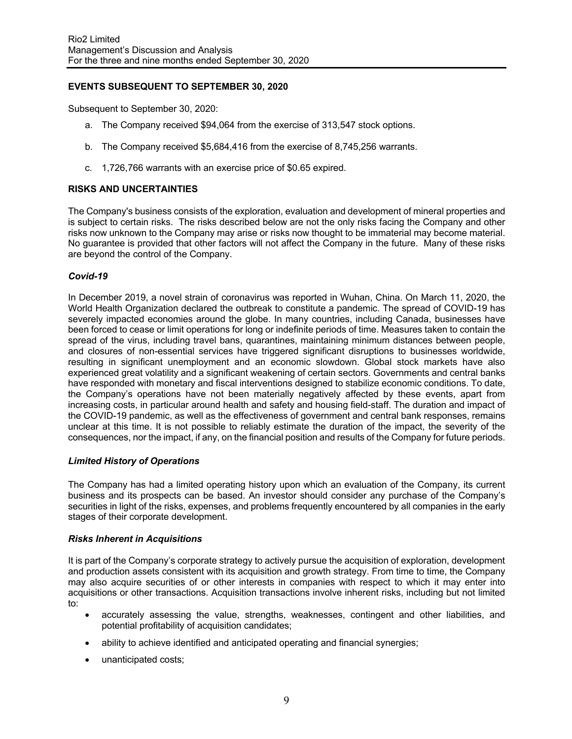## EVENTS SUBSEQUENT TO SEPTEMBER 30, 2020

Subsequent to September 30, 2020:

a. The Company received $94,064 from the exercise of 313,547 stock options.

b. The Company received $5,684,416 from the exercise of 8,745,256 warrants.

c. 1,726,766 warrants with an exercise price of $0.65 expired.

## RISKS AND UNCERTAINTIES

The Company's business consists of the exploration, evaluation and development of mineral properties and is subject to certain risks. The risks described below are not the only risks facing the Company and other risks now unknown to the Company may arise or risks now thought to be immaterial may become material. No guarantee is provided that other factors will not affect the Company in the future. Many of these risks are beyond the control of the Company.

### *Covid-19*

In December 2019, a novel strain of coronavirus was reported in Wuhan, China. On March 11, 2020, the World Health Organization declared the outbreak to constitute a pandemic. The spread of COVID-19 has severely impacted economies around the globe. In many countries, including Canada, businesses have been forced to cease or limit operations for long or indefinite periods of time. Measures taken to contain the spread of the virus, including travel bans, quarantines, maintaining minimum distances between people, and closures of non-essential services have triggered significant disruptions to businesses worldwide, resulting in significant unemployment and an economic slowdown. Global stock markets have also experienced great volatility and a significant weakening of certain sectors. Governments and central banks have responded with monetary and fiscal interventions designed to stabilize economic conditions. To date, the Company's operations have not been materially negatively affected by these events, apart from increasing costs, in particular around health and safety and housing field-staff. The duration and impact of the COVID-19 pandemic, as well as the effectiveness of government and central bank responses, remains unclear at this time. It is not possible to reliably estimate the duration of the impact, the severity of the consequences, nor the impact, if any, on the financial position and results of the Company for future periods.

### *Limited History of Operations*

The Company has had a limited operating history upon which an evaluation of the Company, its current business and its prospects can be based. An investor should consider any purchase of the Company's securities in light of the risks, expenses, and problems frequently encountered by all companies in the early stages of their corporate development.

### *Risks Inherent in Acquisitions*

It is part of the Company's corporate strategy to actively pursue the acquisition of exploration, development and production assets consistent with its acquisition and growth strategy. From time to time, the Company may also acquire securities of or other interests in companies with respect to which it may enter into acquisitions or other transactions. Acquisition transactions involve inherent risks, including but not limited to:

- accurately assessing the value, strengths, weaknesses, contingent and other liabilities, and potential profitability of acquisition candidates;
- ability to achieve identified and anticipated operating and financial synergies;
- unanticipated costs;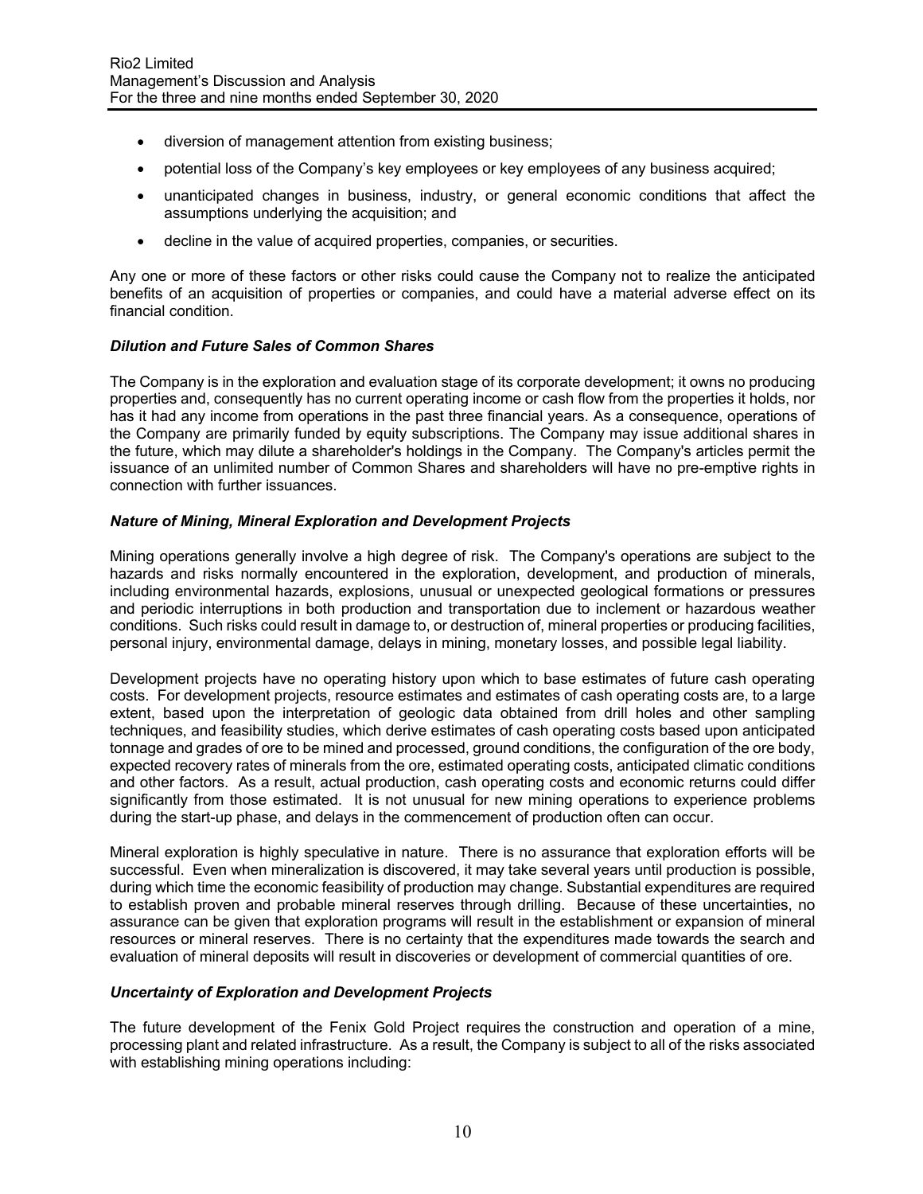- diversion of management attention from existing business;
- potential loss of the Company's key employees or key employees of any business acquired;
- unanticipated changes in business, industry, or general economic conditions that affect the assumptions underlying the acquisition; and
- decline in the value of acquired properties, companies, or securities.

Any one or more of these factors or other risks could cause the Company not to realize the anticipated benefits of an acquisition of properties or companies, and could have a material adverse effect on its financial condition.

### *Dilution and Future Sales of Common Shares*

The Company is in the exploration and evaluation stage of its corporate development; it owns no producing properties and, consequently has no current operating income or cash flow from the properties it holds, nor has it had any income from operations in the past three financial years. As a consequence, operations of the Company are primarily funded by equity subscriptions. The Company may issue additional shares in the future, which may dilute a shareholder's holdings in the Company. The Company's articles permit the issuance of an unlimited number of Common Shares and shareholders will have no pre-emptive rights in connection with further issuances.

### *Nature of Mining, Mineral Exploration and Development Projects*

Mining operations generally involve a high degree of risk. The Company's operations are subject to the hazards and risks normally encountered in the exploration, development, and production of minerals, including environmental hazards, explosions, unusual or unexpected geological formations or pressures and periodic interruptions in both production and transportation due to inclement or hazardous weather conditions. Such risks could result in damage to, or destruction of, mineral properties or producing facilities, personal injury, environmental damage, delays in mining, monetary losses, and possible legal liability.

Development projects have no operating history upon which to base estimates of future cash operating costs. For development projects, resource estimates and estimates of cash operating costs are, to a large extent, based upon the interpretation of geologic data obtained from drill holes and other sampling techniques, and feasibility studies, which derive estimates of cash operating costs based upon anticipated tonnage and grades of ore to be mined and processed, ground conditions, the configuration of the ore body, expected recovery rates of minerals from the ore, estimated operating costs, anticipated climatic conditions and other factors. As a result, actual production, cash operating costs and economic returns could differ significantly from those estimated. It is not unusual for new mining operations to experience problems during the start-up phase, and delays in the commencement of production often can occur.

Mineral exploration is highly speculative in nature. There is no assurance that exploration efforts will be successful. Even when mineralization is discovered, it may take several years until production is possible, during which time the economic feasibility of production may change. Substantial expenditures are required to establish proven and probable mineral reserves through drilling. Because of these uncertainties, no assurance can be given that exploration programs will result in the establishment or expansion of mineral resources or mineral reserves. There is no certainty that the expenditures made towards the search and evaluation of mineral deposits will result in discoveries or development of commercial quantities of ore.

### *Uncertainty of Exploration and Development Projects*

The future development of the Fenix Gold Project requires the construction and operation of a mine, processing plant and related infrastructure. As a result, the Company is subject to all of the risks associated with establishing mining operations including: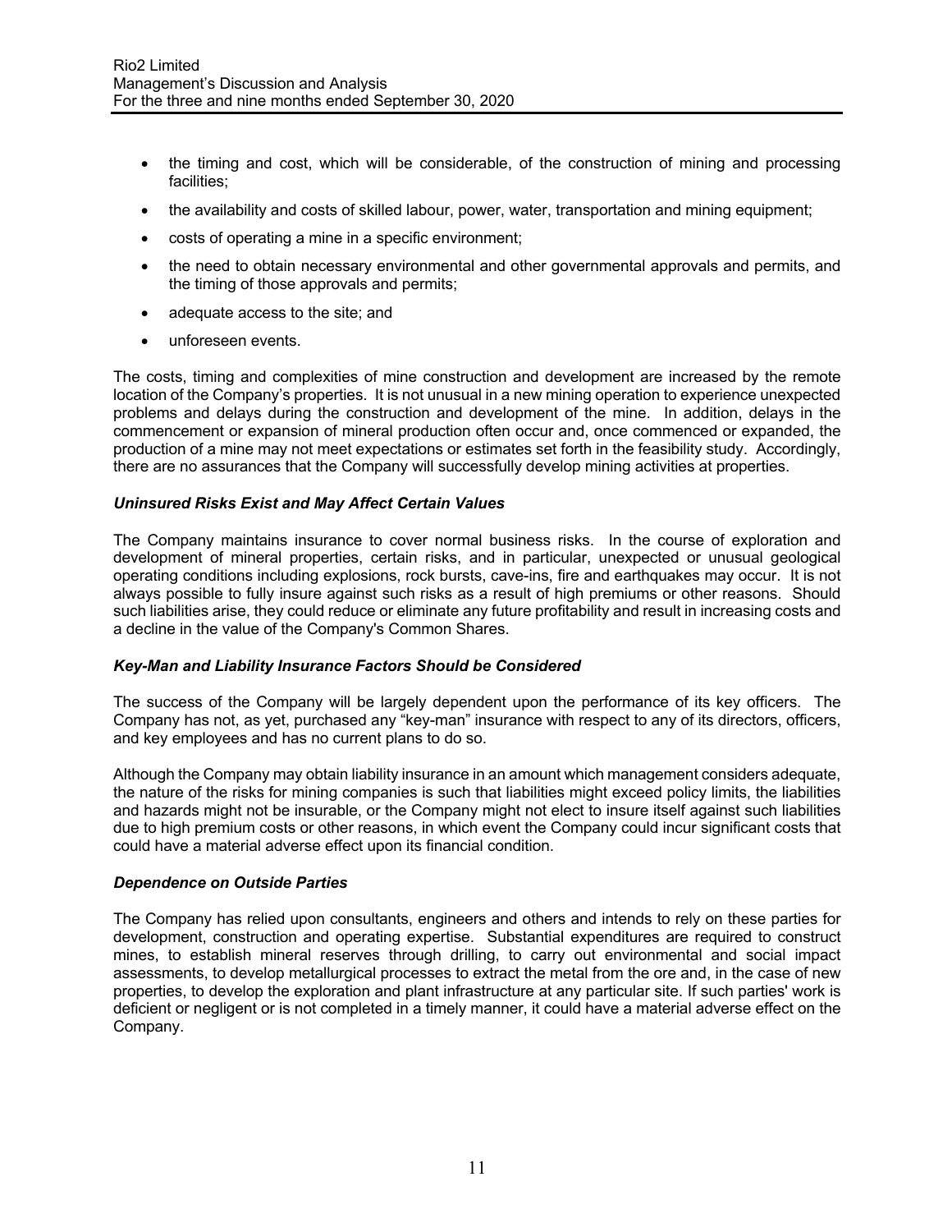- the timing and cost, which will be considerable, of the construction of mining and processing facilities;
- the availability and costs of skilled labour, power, water, transportation and mining equipment;
- costs of operating a mine in a specific environment;
- the need to obtain necessary environmental and other governmental approvals and permits, and the timing of those approvals and permits;
- adequate access to the site; and
- unforeseen events.

The costs, timing and complexities of mine construction and development are increased by the remote location of the Company's properties. It is not unusual in a new mining operation to experience unexpected problems and delays during the construction and development of the mine. In addition, delays in the commencement or expansion of mineral production often occur and, once commenced or expanded, the production of a mine may not meet expectations or estimates set forth in the feasibility study. Accordingly, there are no assurances that the Company will successfully develop mining activities at properties.

***Uninsured Risks Exist and May Affect Certain Values***

The Company maintains insurance to cover normal business risks. In the course of exploration and development of mineral properties, certain risks, and in particular, unexpected or unusual geological operating conditions including explosions, rock bursts, cave-ins, fire and earthquakes may occur. It is not always possible to fully insure against such risks as a result of high premiums or other reasons. Should such liabilities arise, they could reduce or eliminate any future profitability and result in increasing costs and a decline in the value of the Company's Common Shares.

***Key-Man and Liability Insurance Factors Should be Considered***

The success of the Company will be largely dependent upon the performance of its key officers. The Company has not, as yet, purchased any "key-man" insurance with respect to any of its directors, officers, and key employees and has no current plans to do so.

Although the Company may obtain liability insurance in an amount which management considers adequate, the nature of the risks for mining companies is such that liabilities might exceed policy limits, the liabilities and hazards might not be insurable, or the Company might not elect to insure itself against such liabilities due to high premium costs or other reasons, in which event the Company could incur significant costs that could have a material adverse effect upon its financial condition.

***Dependence on Outside Parties***

The Company has relied upon consultants, engineers and others and intends to rely on these parties for development, construction and operating expertise. Substantial expenditures are required to construct mines, to establish mineral reserves through drilling, to carry out environmental and social impact assessments, to develop metallurgical processes to extract the metal from the ore and, in the case of new properties, to develop the exploration and plant infrastructure at any particular site. If such parties' work is deficient or negligent or is not completed in a timely manner, it could have a material adverse effect on the Company.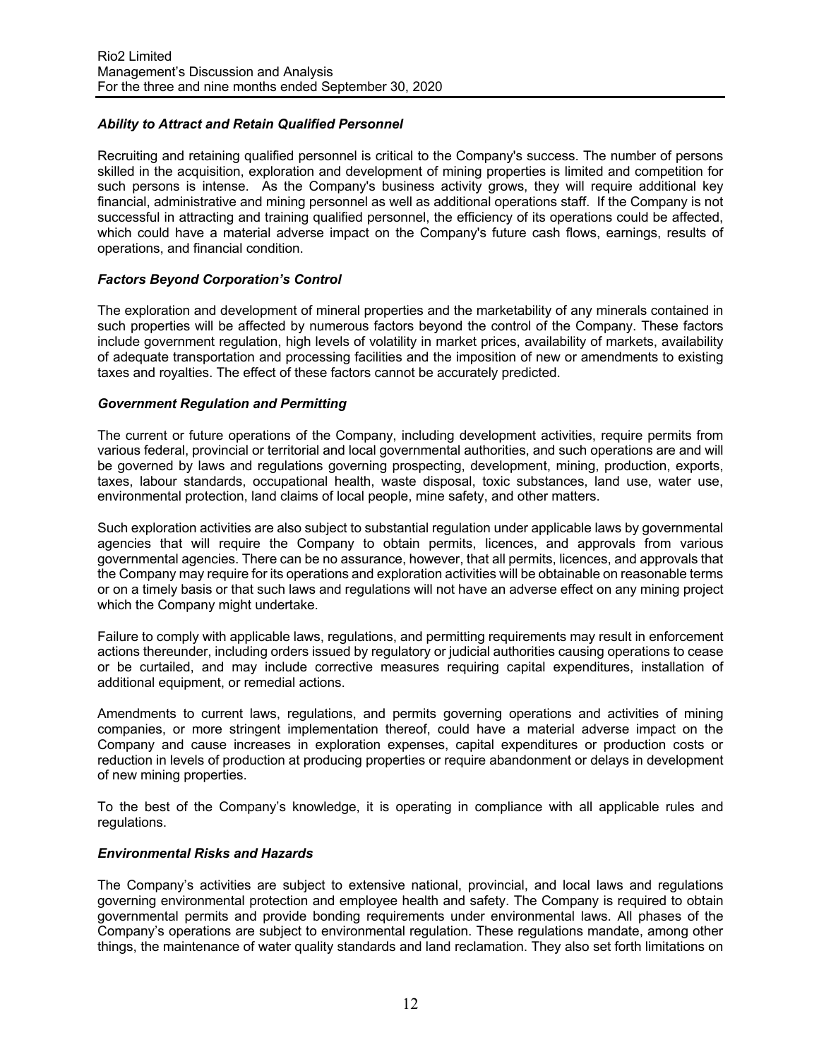### *Ability to Attract and Retain Qualified Personnel*

Recruiting and retaining qualified personnel is critical to the Company's success. The number of persons skilled in the acquisition, exploration and development of mining properties is limited and competition for such persons is intense. As the Company's business activity grows, they will require additional key financial, administrative and mining personnel as well as additional operations staff. If the Company is not successful in attracting and training qualified personnel, the efficiency of its operations could be affected, which could have a material adverse impact on the Company's future cash flows, earnings, results of operations, and financial condition.

### *Factors Beyond Corporation's Control*

The exploration and development of mineral properties and the marketability of any minerals contained in such properties will be affected by numerous factors beyond the control of the Company. These factors include government regulation, high levels of volatility in market prices, availability of markets, availability of adequate transportation and processing facilities and the imposition of new or amendments to existing taxes and royalties. The effect of these factors cannot be accurately predicted.

### *Government Regulation and Permitting*

The current or future operations of the Company, including development activities, require permits from various federal, provincial or territorial and local governmental authorities, and such operations are and will be governed by laws and regulations governing prospecting, development, mining, production, exports, taxes, labour standards, occupational health, waste disposal, toxic substances, land use, water use, environmental protection, land claims of local people, mine safety, and other matters.

Such exploration activities are also subject to substantial regulation under applicable laws by governmental agencies that will require the Company to obtain permits, licences, and approvals from various governmental agencies. There can be no assurance, however, that all permits, licences, and approvals that the Company may require for its operations and exploration activities will be obtainable on reasonable terms or on a timely basis or that such laws and regulations will not have an adverse effect on any mining project which the Company might undertake.

Failure to comply with applicable laws, regulations, and permitting requirements may result in enforcement actions thereunder, including orders issued by regulatory or judicial authorities causing operations to cease or be curtailed, and may include corrective measures requiring capital expenditures, installation of additional equipment, or remedial actions.

Amendments to current laws, regulations, and permits governing operations and activities of mining companies, or more stringent implementation thereof, could have a material adverse impact on the Company and cause increases in exploration expenses, capital expenditures or production costs or reduction in levels of production at producing properties or require abandonment or delays in development of new mining properties.

To the best of the Company's knowledge, it is operating in compliance with all applicable rules and regulations.

### *Environmental Risks and Hazards*

The Company's activities are subject to extensive national, provincial, and local laws and regulations governing environmental protection and employee health and safety. The Company is required to obtain governmental permits and provide bonding requirements under environmental laws. All phases of the Company's operations are subject to environmental regulation. These regulations mandate, among other things, the maintenance of water quality standards and land reclamation. They also set forth limitations on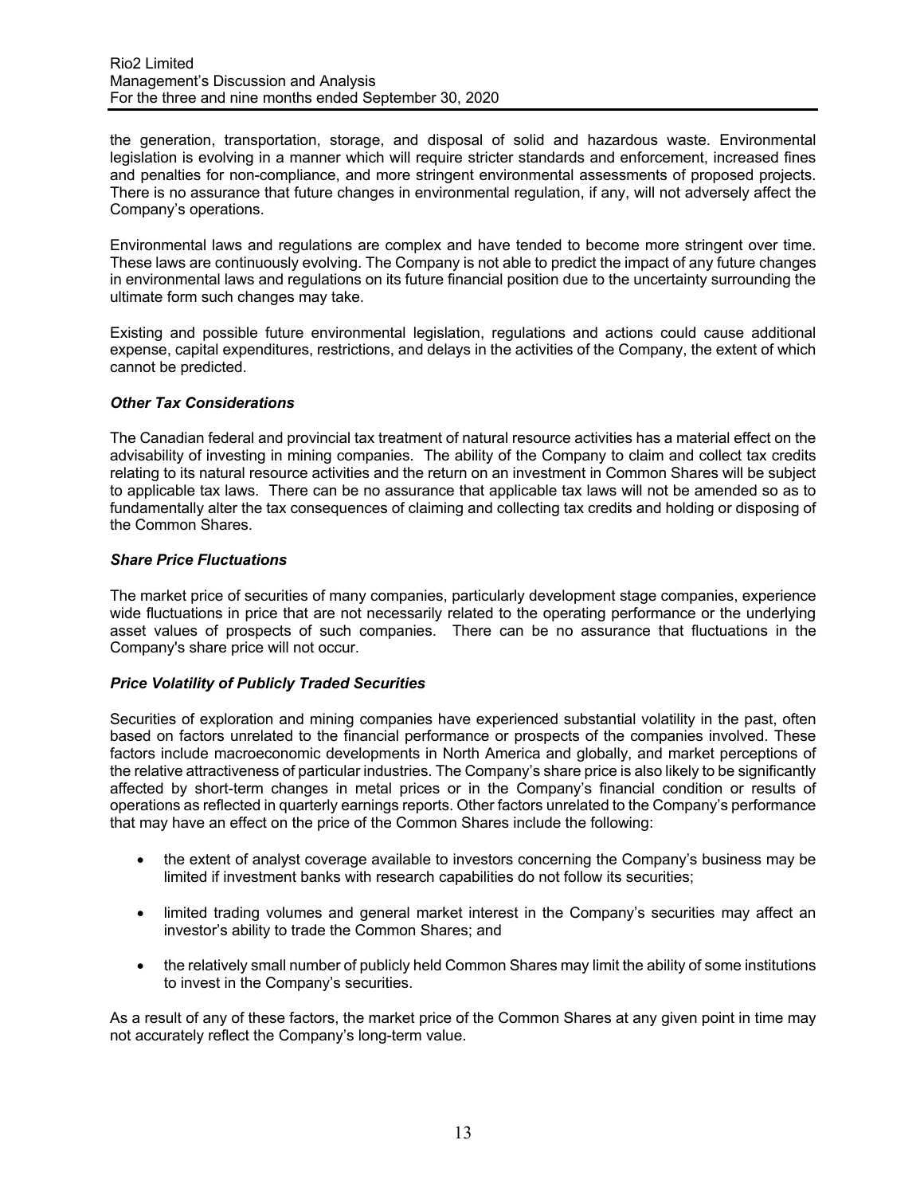the generation, transportation, storage, and disposal of solid and hazardous waste. Environmental legislation is evolving in a manner which will require stricter standards and enforcement, increased fines and penalties for non-compliance, and more stringent environmental assessments of proposed projects. There is no assurance that future changes in environmental regulation, if any, will not adversely affect the Company's operations.

Environmental laws and regulations are complex and have tended to become more stringent over time. These laws are continuously evolving. The Company is not able to predict the impact of any future changes in environmental laws and regulations on its future financial position due to the uncertainty surrounding the ultimate form such changes may take.

Existing and possible future environmental legislation, regulations and actions could cause additional expense, capital expenditures, restrictions, and delays in the activities of the Company, the extent of which cannot be predicted.

### *Other Tax Considerations*

The Canadian federal and provincial tax treatment of natural resource activities has a material effect on the advisability of investing in mining companies. The ability of the Company to claim and collect tax credits relating to its natural resource activities and the return on an investment in Common Shares will be subject to applicable tax laws. There can be no assurance that applicable tax laws will not be amended so as to fundamentally alter the tax consequences of claiming and collecting tax credits and holding or disposing of the Common Shares.

### *Share Price Fluctuations*

The market price of securities of many companies, particularly development stage companies, experience wide fluctuations in price that are not necessarily related to the operating performance or the underlying asset values of prospects of such companies. There can be no assurance that fluctuations in the Company's share price will not occur.

### *Price Volatility of Publicly Traded Securities*

Securities of exploration and mining companies have experienced substantial volatility in the past, often based on factors unrelated to the financial performance or prospects of the companies involved. These factors include macroeconomic developments in North America and globally, and market perceptions of the relative attractiveness of particular industries. The Company's share price is also likely to be significantly affected by short-term changes in metal prices or in the Company's financial condition or results of operations as reflected in quarterly earnings reports. Other factors unrelated to the Company's performance that may have an effect on the price of the Common Shares include the following:

- the extent of analyst coverage available to investors concerning the Company's business may be limited if investment banks with research capabilities do not follow its securities;
- limited trading volumes and general market interest in the Company's securities may affect an investor's ability to trade the Common Shares; and
- the relatively small number of publicly held Common Shares may limit the ability of some institutions to invest in the Company's securities.

As a result of any of these factors, the market price of the Common Shares at any given point in time may not accurately reflect the Company's long-term value.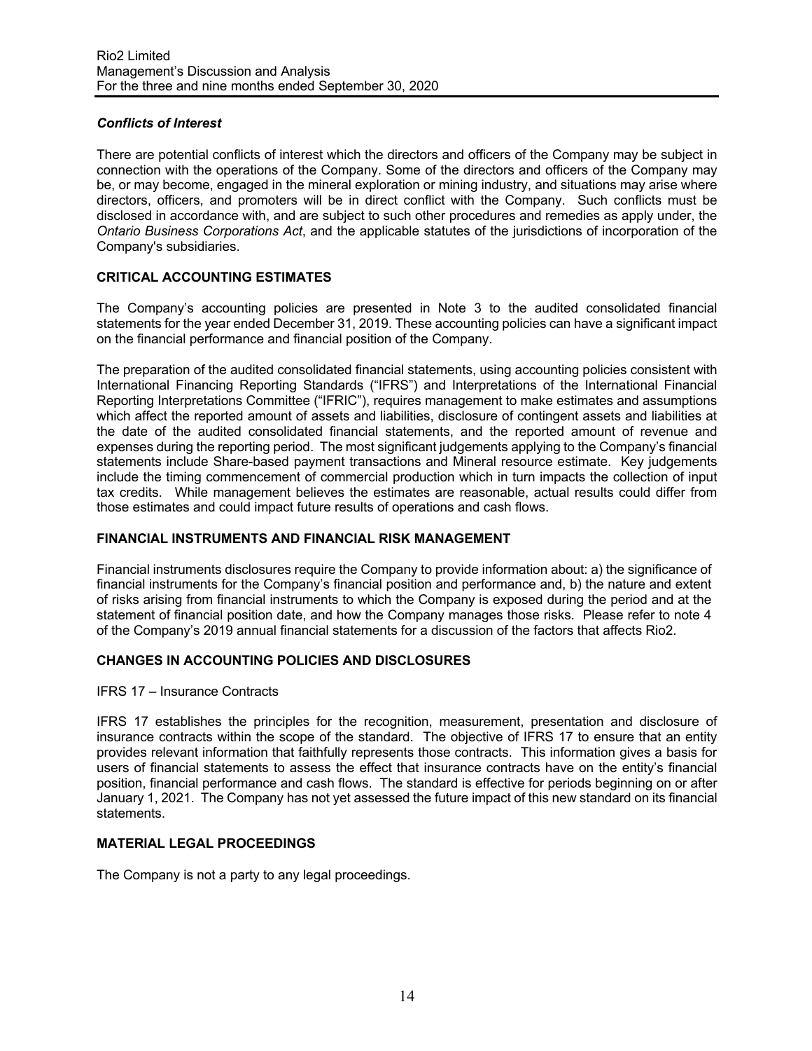### *Conflicts of Interest*

There are potential conflicts of interest which the directors and officers of the Company may be subject in connection with the operations of the Company. Some of the directors and officers of the Company may be, or may become, engaged in the mineral exploration or mining industry, and situations may arise where directors, officers, and promoters will be in direct conflict with the Company. Such conflicts must be disclosed in accordance with, and are subject to such other procedures and remedies as apply under, the *Ontario Business Corporations Act*, and the applicable statutes of the jurisdictions of incorporation of the Company's subsidiaries.

## CRITICAL ACCOUNTING ESTIMATES

The Company's accounting policies are presented in Note 3 to the audited consolidated financial statements for the year ended December 31, 2019. These accounting policies can have a significant impact on the financial performance and financial position of the Company.

The preparation of the audited consolidated financial statements, using accounting policies consistent with International Financing Reporting Standards ("IFRS") and Interpretations of the International Financial Reporting Interpretations Committee ("IFRIC"), requires management to make estimates and assumptions which affect the reported amount of assets and liabilities, disclosure of contingent assets and liabilities at the date of the audited consolidated financial statements, and the reported amount of revenue and expenses during the reporting period. The most significant judgements applying to the Company's financial statements include Share-based payment transactions and Mineral resource estimate. Key judgements include the timing commencement of commercial production which in turn impacts the collection of input tax credits. While management believes the estimates are reasonable, actual results could differ from those estimates and could impact future results of operations and cash flows.

## FINANCIAL INSTRUMENTS AND FINANCIAL RISK MANAGEMENT

Financial instruments disclosures require the Company to provide information about: a) the significance of financial instruments for the Company's financial position and performance and, b) the nature and extent of risks arising from financial instruments to which the Company is exposed during the period and at the statement of financial position date, and how the Company manages those risks. Please refer to note 4 of the Company's 2019 annual financial statements for a discussion of the factors that affects Rio2.

## CHANGES IN ACCOUNTING POLICIES AND DISCLOSURES

IFRS 17 – Insurance Contracts

IFRS 17 establishes the principles for the recognition, measurement, presentation and disclosure of insurance contracts within the scope of the standard. The objective of IFRS 17 to ensure that an entity provides relevant information that faithfully represents those contracts. This information gives a basis for users of financial statements to assess the effect that insurance contracts have on the entity's financial position, financial performance and cash flows. The standard is effective for periods beginning on or after January 1, 2021. The Company has not yet assessed the future impact of this new standard on its financial statements.

## MATERIAL LEGAL PROCEEDINGS

The Company is not a party to any legal proceedings.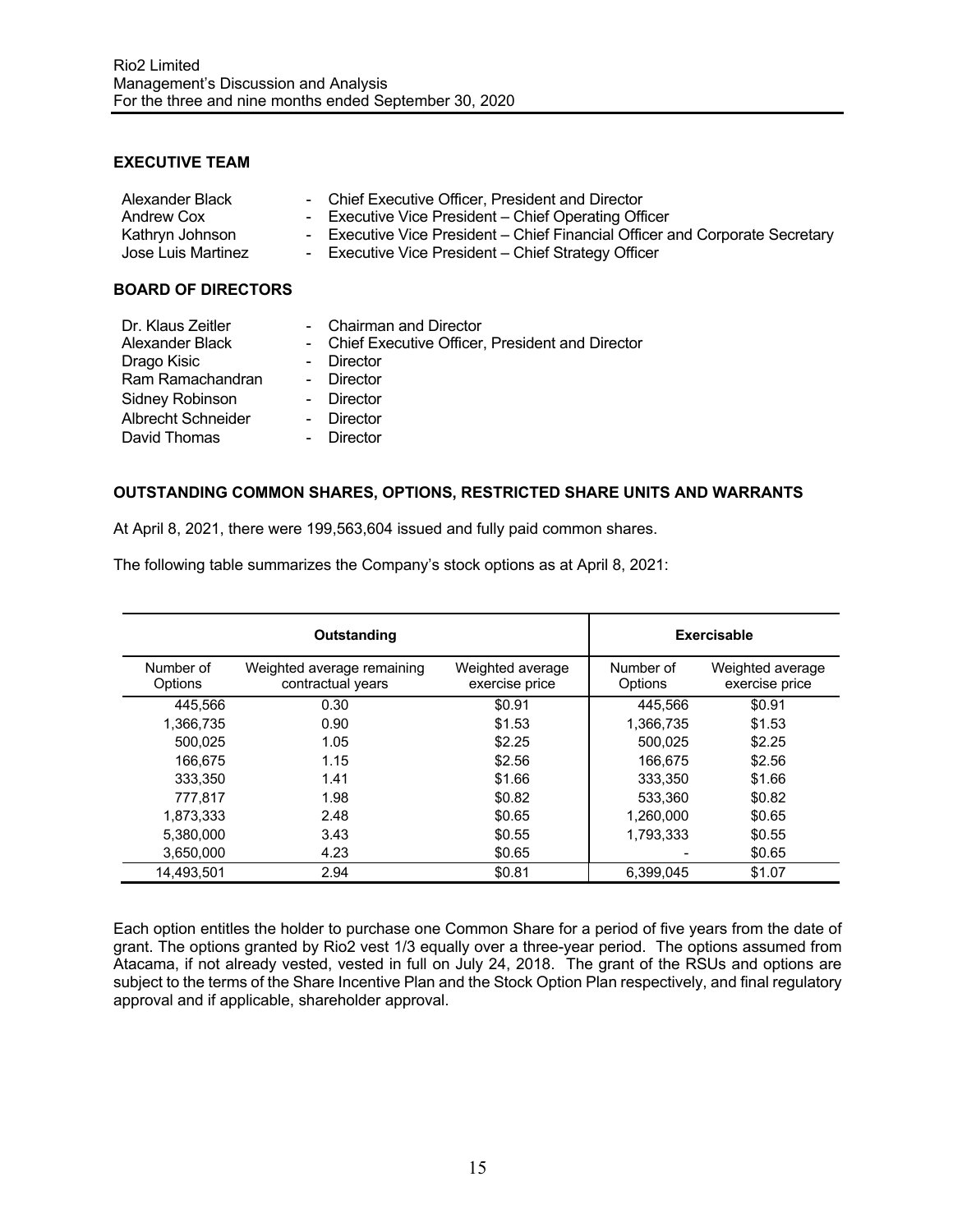## EXECUTIVE TEAM

| | |
|---|---|
| Alexander Black | - Chief Executive Officer, President and Director |
| Andrew Cox | - Executive Vice President – Chief Operating Officer |
| Kathryn Johnson | - Executive Vice President – Chief Financial Officer and Corporate Secretary |
| Jose Luis Martinez | - Executive Vice President – Chief Strategy Officer |

## BOARD OF DIRECTORS

| | |
|---|---|
| Dr. Klaus Zeitler | - Chairman and Director |
| Alexander Black | - Chief Executive Officer, President and Director |
| Drago Kisic | - Director |
| Ram Ramachandran | - Director |
| Sidney Robinson | - Director |
| Albrecht Schneider | - Director |
| David Thomas | - Director |

## OUTSTANDING COMMON SHARES, OPTIONS, RESTRICTED SHARE UNITS AND WARRANTS

At April 8, 2021, there were 199,563,604 issued and fully paid common shares.

The following table summarizes the Company's stock options as at April 8, 2021:

| Outstanding | | | Exercisable | |
|---|---|---|---|---|
| Number of Options | Weighted average remaining contractual years | Weighted average exercise price | Number of Options | Weighted average exercise price |
| 445,566 | 0.30 | $0.91 | 445,566 | $0.91 |
| 1,366,735 | 0.90 | $1.53 | 1,366,735 | $1.53 |
| 500,025 | 1.05 | $2.25 | 500,025 | $2.25 |
| 166,675 | 1.15 | $2.56 | 166,675 | $2.56 |
| 333,350 | 1.41 | $1.66 | 333,350 | $1.66 |
| 777,817 | 1.98 | $0.82 | 533,360 | $0.82 |
| 1,873,333 | 2.48 | $0.65 | 1,260,000 | $0.65 |
| 5,380,000 | 3.43 | $0.55 | 1,793,333 | $0.55 |
| 3,650,000 | 4.23 | $0.65 | - | $0.65 |
| 14,493,501 | 2.94 | $0.81 | 6,399,045 | $1.07 |

Each option entitles the holder to purchase one Common Share for a period of five years from the date of grant. The options granted by Rio2 vest 1/3 equally over a three-year period. The options assumed from Atacama, if not already vested, vested in full on July 24, 2018. The grant of the RSUs and options are subject to the terms of the Share Incentive Plan and the Stock Option Plan respectively, and final regulatory approval and if applicable, shareholder approval.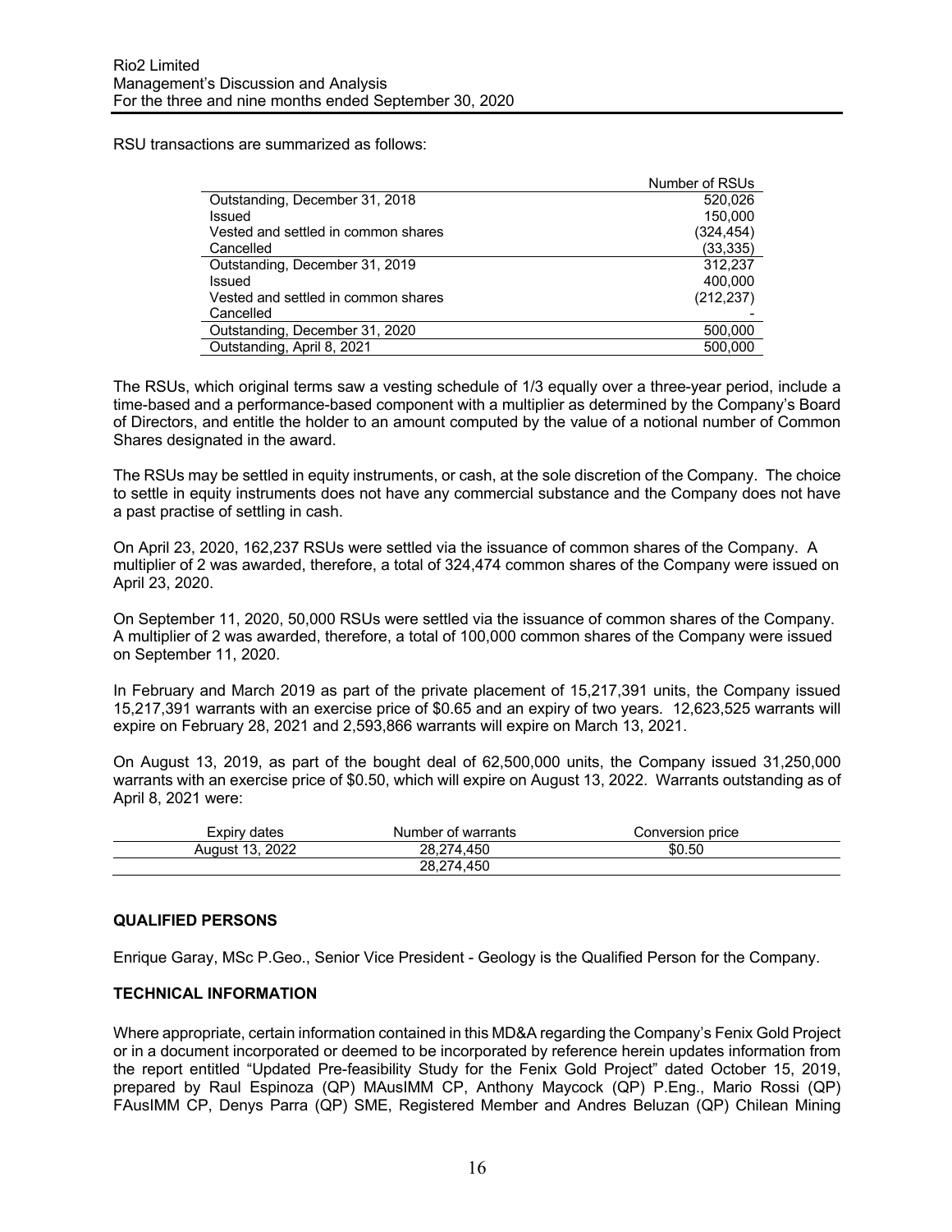RSU transactions are summarized as follows:

| | Number of RSUs |
|---|---|
| Outstanding, December 31, 2018 | 520,026 |
| Issued | 150,000 |
| Vested and settled in common shares | (324,454) |
| Cancelled | (33,335) |
| Outstanding, December 31, 2019 | 312,237 |
| Issued | 400,000 |
| Vested and settled in common shares | (212,237) |
| Cancelled | - |
| Outstanding, December 31, 2020 | 500,000 |
| Outstanding, April 8, 2021 | 500,000 |

The RSUs, which original terms saw a vesting schedule of 1/3 equally over a three-year period, include a time-based and a performance-based component with a multiplier as determined by the Company's Board of Directors, and entitle the holder to an amount computed by the value of a notional number of Common Shares designated in the award.

The RSUs may be settled in equity instruments, or cash, at the sole discretion of the Company. The choice to settle in equity instruments does not have any commercial substance and the Company does not have a past practise of settling in cash.

On April 23, 2020, 162,237 RSUs were settled via the issuance of common shares of the Company. A multiplier of 2 was awarded, therefore, a total of 324,474 common shares of the Company were issued on April 23, 2020.

On September 11, 2020, 50,000 RSUs were settled via the issuance of common shares of the Company. A multiplier of 2 was awarded, therefore, a total of 100,000 common shares of the Company were issued on September 11, 2020.

In February and March 2019 as part of the private placement of 15,217,391 units, the Company issued 15,217,391 warrants with an exercise price of $0.65 and an expiry of two years. 12,623,525 warrants will expire on February 28, 2021 and 2,593,866 warrants will expire on March 13, 2021.

On August 13, 2019, as part of the bought deal of 62,500,000 units, the Company issued 31,250,000 warrants with an exercise price of $0.50, which will expire on August 13, 2022. Warrants outstanding as of April 8, 2021 were:

| Expiry dates | Number of warrants | Conversion price |
|---|---|---|
| August 13, 2022 | 28,274,450 | $0.50 |
| | 28,274,450 | |

**QUALIFIED PERSONS**

Enrique Garay, MSc P.Geo., Senior Vice President - Geology is the Qualified Person for the Company.

**TECHNICAL INFORMATION**

Where appropriate, certain information contained in this MD&A regarding the Company's Fenix Gold Project or in a document incorporated or deemed to be incorporated by reference herein updates information from the report entitled "Updated Pre-feasibility Study for the Fenix Gold Project" dated October 15, 2019, prepared by Raul Espinoza (QP) MAusIMM CP, Anthony Maycock (QP) P.Eng., Mario Rossi (QP) FAusIMM CP, Denys Parra (QP) SME, Registered Member and Andres Beluzan (QP) Chilean Mining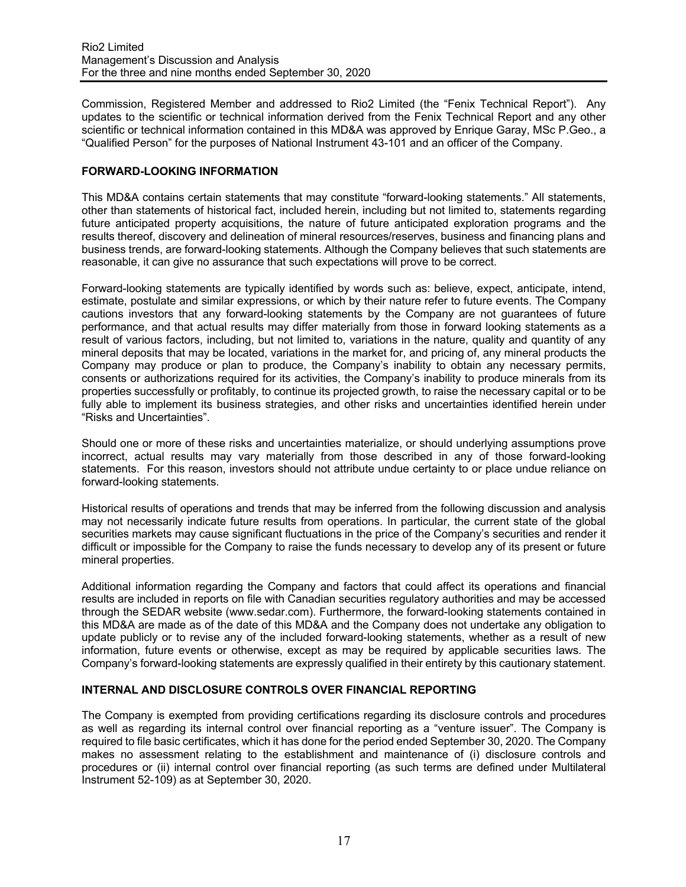Commission, Registered Member and addressed to Rio2 Limited (the "Fenix Technical Report"). Any updates to the scientific or technical information derived from the Fenix Technical Report and any other scientific or technical information contained in this MD&A was approved by Enrique Garay, MSc P.Geo., a "Qualified Person" for the purposes of National Instrument 43-101 and an officer of the Company.

## FORWARD-LOOKING INFORMATION

This MD&A contains certain statements that may constitute "forward-looking statements." All statements, other than statements of historical fact, included herein, including but not limited to, statements regarding future anticipated property acquisitions, the nature of future anticipated exploration programs and the results thereof, discovery and delineation of mineral resources/reserves, business and financing plans and business trends, are forward-looking statements. Although the Company believes that such statements are reasonable, it can give no assurance that such expectations will prove to be correct.

Forward-looking statements are typically identified by words such as: believe, expect, anticipate, intend, estimate, postulate and similar expressions, or which by their nature refer to future events. The Company cautions investors that any forward-looking statements by the Company are not guarantees of future performance, and that actual results may differ materially from those in forward looking statements as a result of various factors, including, but not limited to, variations in the nature, quality and quantity of any mineral deposits that may be located, variations in the market for, and pricing of, any mineral products the Company may produce or plan to produce, the Company's inability to obtain any necessary permits, consents or authorizations required for its activities, the Company's inability to produce minerals from its properties successfully or profitably, to continue its projected growth, to raise the necessary capital or to be fully able to implement its business strategies, and other risks and uncertainties identified herein under "Risks and Uncertainties".

Should one or more of these risks and uncertainties materialize, or should underlying assumptions prove incorrect, actual results may vary materially from those described in any of those forward-looking statements. For this reason, investors should not attribute undue certainty to or place undue reliance on forward-looking statements.

Historical results of operations and trends that may be inferred from the following discussion and analysis may not necessarily indicate future results from operations. In particular, the current state of the global securities markets may cause significant fluctuations in the price of the Company's securities and render it difficult or impossible for the Company to raise the funds necessary to develop any of its present or future mineral properties.

Additional information regarding the Company and factors that could affect its operations and financial results are included in reports on file with Canadian securities regulatory authorities and may be accessed through the SEDAR website (www.sedar.com). Furthermore, the forward-looking statements contained in this MD&A are made as of the date of this MD&A and the Company does not undertake any obligation to update publicly or to revise any of the included forward-looking statements, whether as a result of new information, future events or otherwise, except as may be required by applicable securities laws. The Company's forward-looking statements are expressly qualified in their entirety by this cautionary statement.

## INTERNAL AND DISCLOSURE CONTROLS OVER FINANCIAL REPORTING

The Company is exempted from providing certifications regarding its disclosure controls and procedures as well as regarding its internal control over financial reporting as a "venture issuer". The Company is required to file basic certificates, which it has done for the period ended September 30, 2020. The Company makes no assessment relating to the establishment and maintenance of (i) disclosure controls and procedures or (ii) internal control over financial reporting (as such terms are defined under Multilateral Instrument 52-109) as at September 30, 2020.